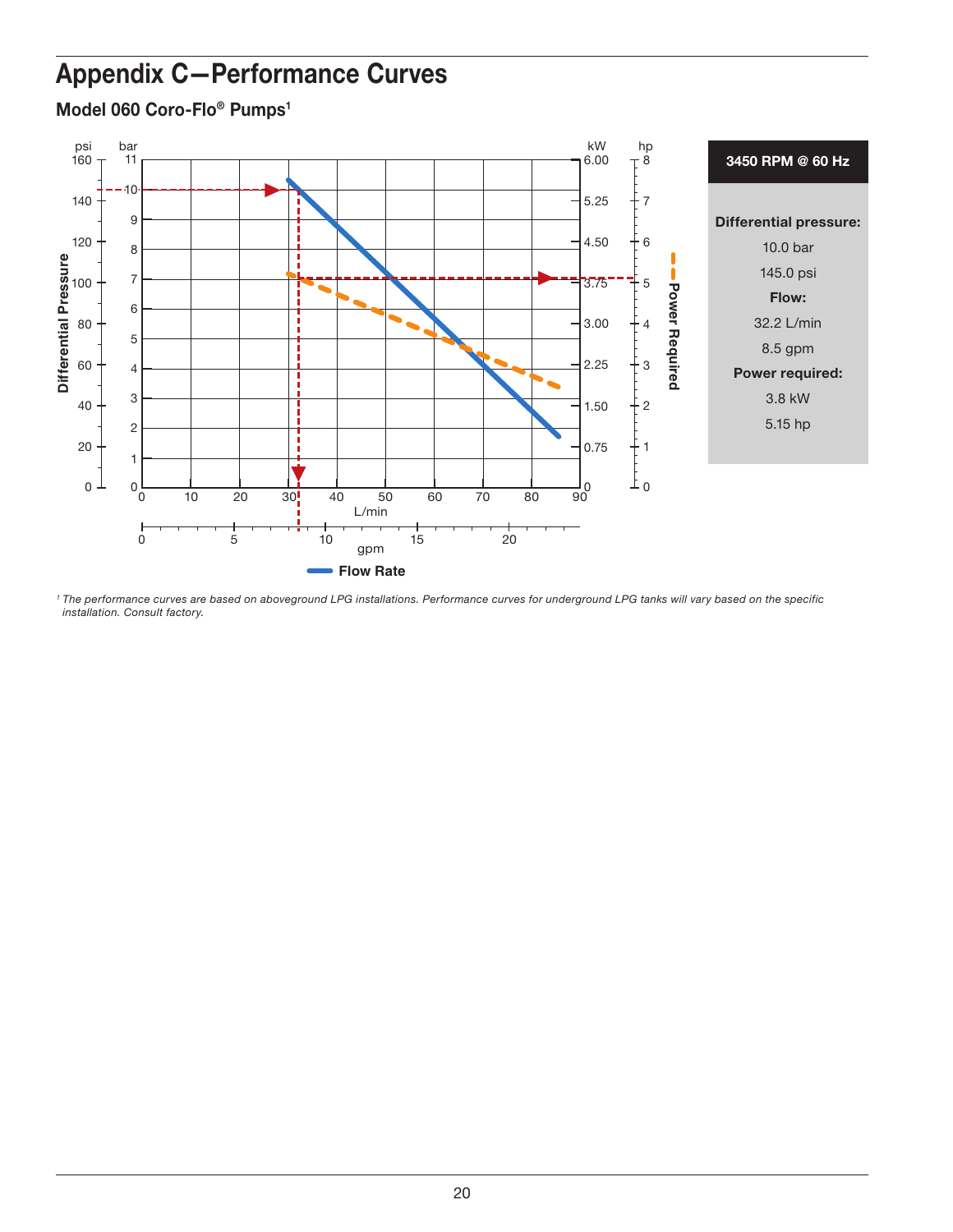# Appendix C—Performance Curves

## Model 060 Coro-Flo® Pumps[1]

| 3450 RPM @ 60 Hz |
|---|
| **Differential pressure:** |
| 10.0 bar |
| 145.0 psi |
| **Flow:** |
| 32.2 L/min |
| 8.5 gpm |
| **Power required:** |
| 3.8 kW |
| 5.15 hp |

Flow Rate

Power Required

[1] *The performance curves are based on aboveground LPG installations. Performance curves for underground LPG tanks will vary based on the specific installation. Consult factory.*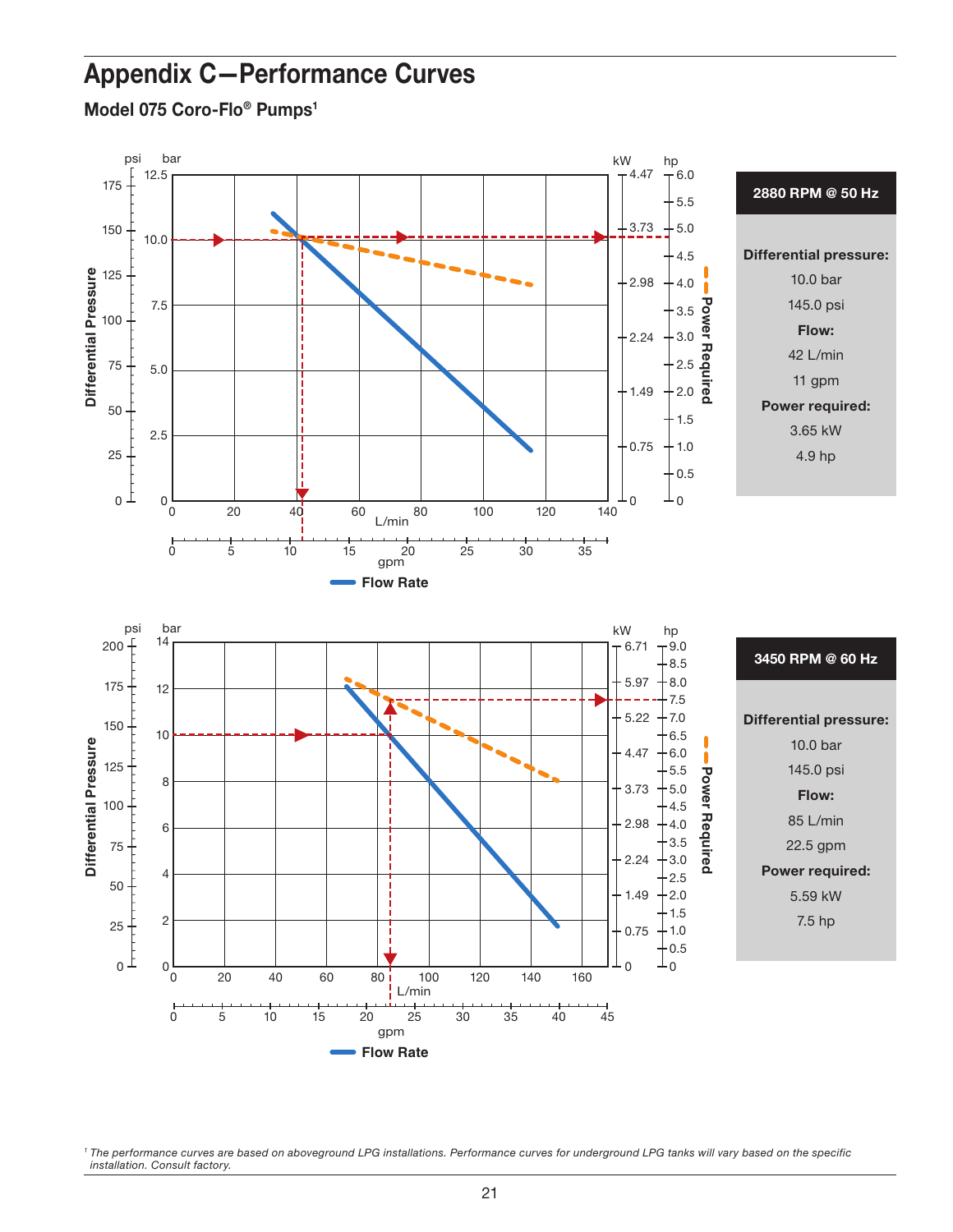# Appendix C—Performance Curves

## Model 075 Coro-Flo® Pumps[1]

**2880 RPM @ 50 Hz**

**Differential pressure:**

10.0 bar

145.0 psi

**Flow:**

42 L/min

11 gpm

**Power required:**

3.65 kW

4.9 hp

**Flow Rate**

**3450 RPM @ 60 Hz**

**Differential pressure:**

10.0 bar

145.0 psi

**Flow:**

85 L/min

22.5 gpm

**Power required:**

5.59 kW

7.5 hp

**Flow Rate**

[1] *The performance curves are based on aboveground LPG installations. Performance curves for underground LPG tanks will vary based on the specific installation. Consult factory.*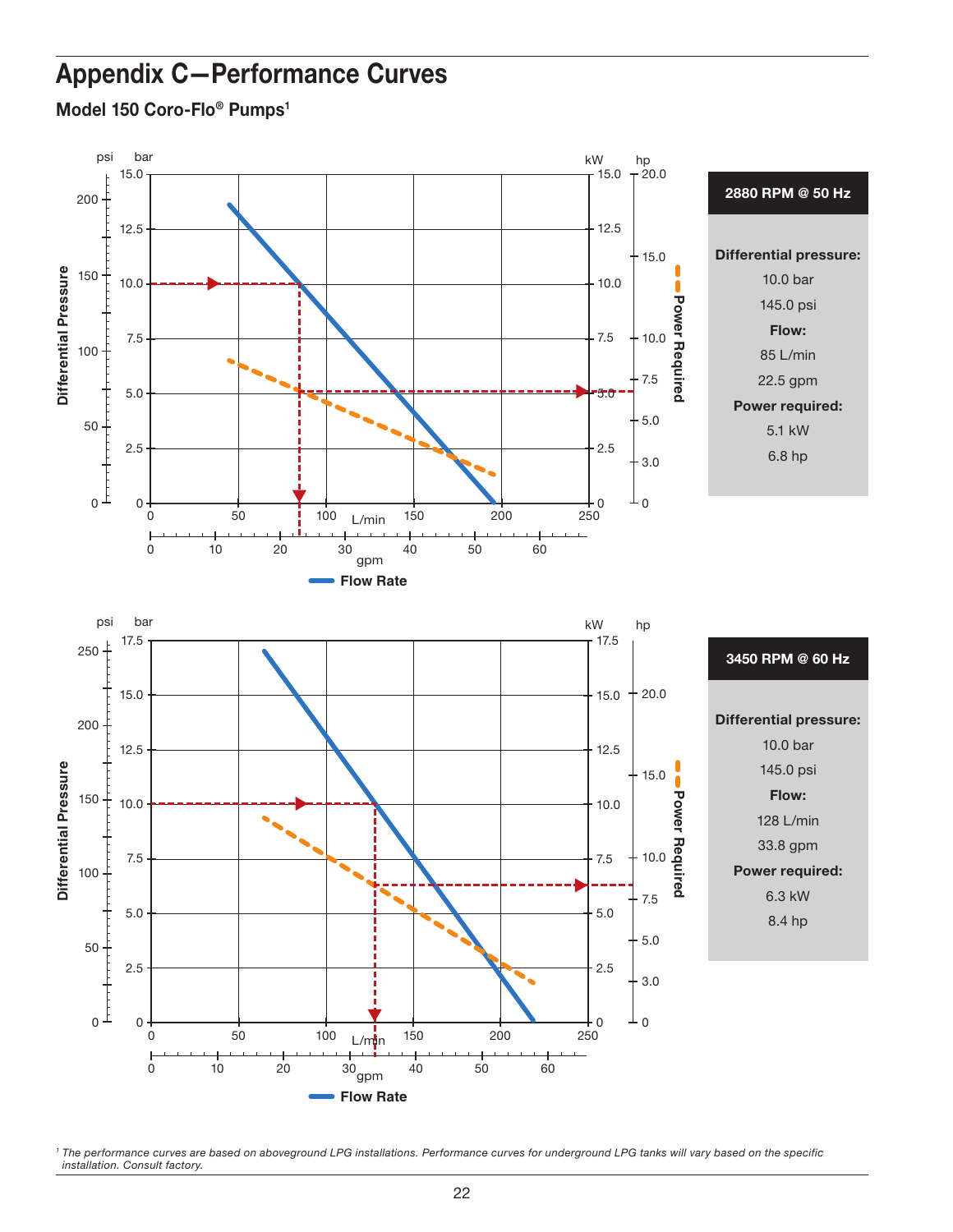# Appendix C—Performance Curves

## Model 150 Coro-Flo® Pumps[1]

psi bar kW hp

Differential Pressure

Power Required

L/min

gpm

Flow Rate

**2880 RPM @ 50 Hz**

**Differential pressure:**
10.0 bar
145.0 psi

**Flow:**
85 L/min
22.5 gpm

**Power required:**
5.1 kW
6.8 hp

psi bar kW hp

Differential Pressure

Power Required

L/min

gpm

Flow Rate

**3450 RPM @ 60 Hz**

**Differential pressure:**
10.0 bar
145.0 psi

**Flow:**
128 L/min
33.8 gpm

**Power required:**
6.3 kW
8.4 hp

*[1] The performance curves are based on aboveground LPG installations. Performance curves for underground LPG tanks will vary based on the specific installation. Consult factory.*